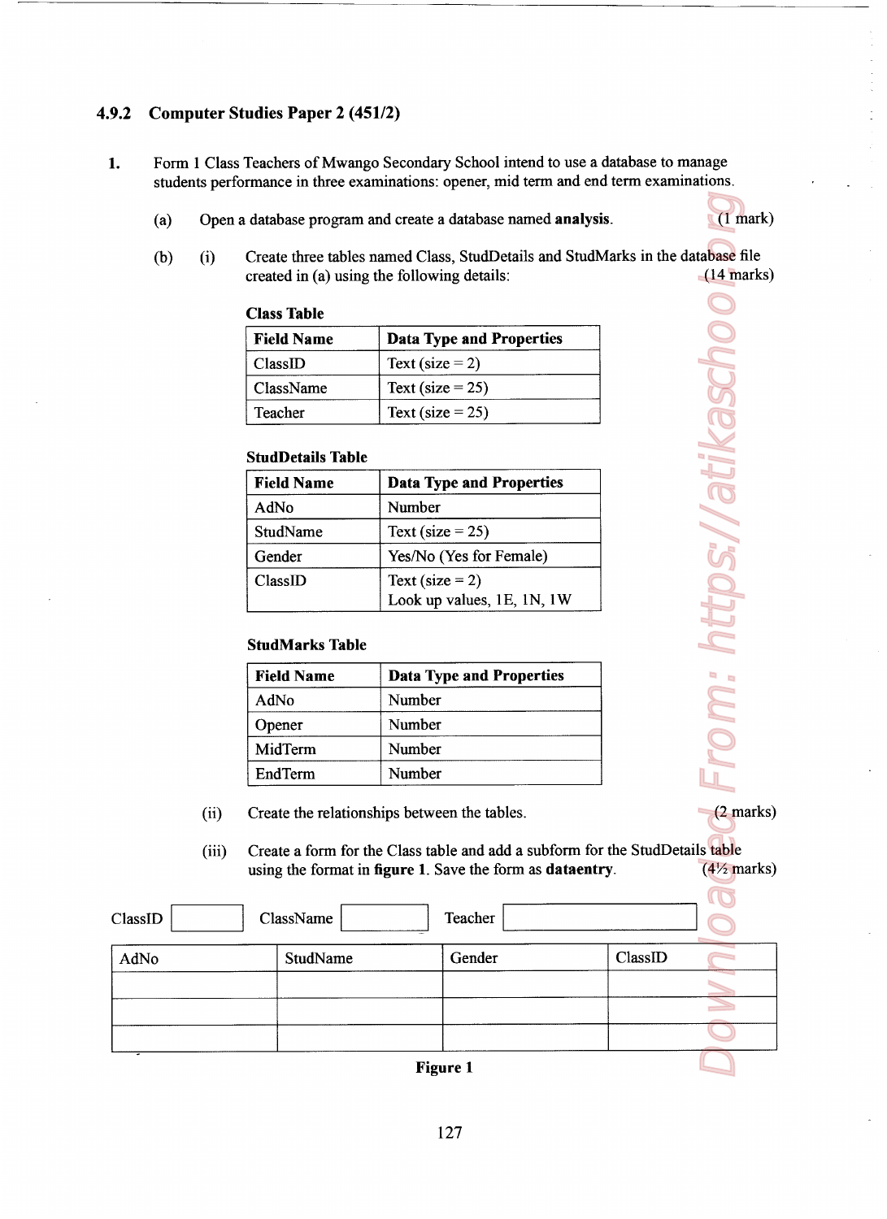### 4.9.2 Computer Studies Paper 2 (451/2)

1. Form 1 Class Teachers of Mwango Secondary School intend to use a database to manage students performance in three examinations: opener, mid term and end term examinations.

   (a) Open a database program and create a database named **analysis**. (1 mark)

   (b) (i) Create three tables named Class, StudDetails and StudMarks in the database file created in (a) using the following details: (14 marks)

**Class Table**

| Field Name | Data Type and Properties |
|---|---|
| ClassID | Text (size = 2) |
| ClassName | Text (size = 25) |
| Teacher | Text (size = 25) |

**StudDetails Table**

| Field Name | Data Type and Properties |
|---|---|
| AdNo | Number |
| StudName | Text (size = 25) |
| Gender | Yes/No (Yes for Female) |
| ClassID | Text (size = 2) Look up values, 1E, 1N, 1W |

**StudMarks Table**

| Field Name | Data Type and Properties |
|---|---|
| AdNo | Number |
| Opener | Number |
| MidTerm | Number |
| EndTerm | Number |

   (ii) Create the relationships between the tables. (2 marks)

   (iii) Create a form for the Class table and add a subform for the StudDetails table using the format in **figure 1**. Save the form as **dataentry**. (4½ marks)

ClassID [ ] ClassName [ ] Teacher [ ]

| AdNo | StudName | Gender | ClassID |
|---|---|---|---|
| | | | |
| | | | |
| | | | |

**Figure 1**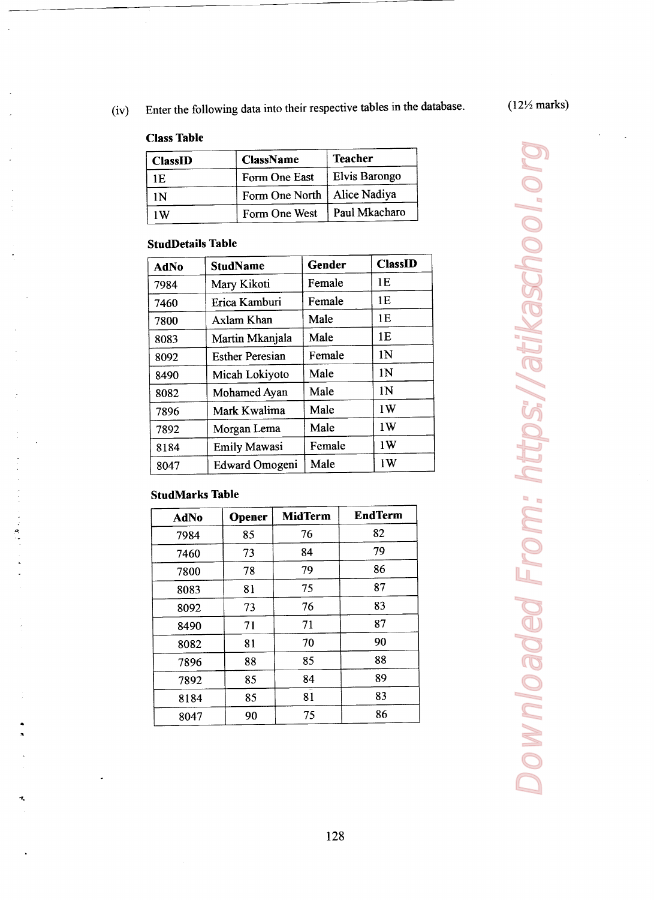(iv) Enter the following data into their respective tables in the database. (12½ marks)

**Class Table**

| ClassID | ClassName | Teacher |
|---|---|---|
| 1E | Form One East | Elvis Barongo |
| 1N | Form One North | Alice Nadiya |
| 1W | Form One West | Paul Mkacharo |

**StudDetails Table**

| AdNo | StudName | Gender | ClassID |
|---|---|---|---|
| 7984 | Mary Kikoti | Female | 1E |
| 7460 | Erica Kamburi | Female | 1E |
| 7800 | Axlam Khan | Male | 1E |
| 8083 | Martin Mkanjala | Male | 1E |
| 8092 | Esther Peresian | Female | 1N |
| 8490 | Micah Lokiyoto | Male | 1N |
| 8082 | Mohamed Ayan | Male | 1N |
| 7896 | Mark Kwalima | Male | 1W |
| 7892 | Morgan Lema | Male | 1W |
| 8184 | Emily Mawasi | Female | 1W |
| 8047 | Edward Omogeni | Male | 1W |

**StudMarks Table**

| AdNo | Opener | MidTerm | EndTerm |
|---|---|---|---|
| 7984 | 85 | 76 | 82 |
| 7460 | 73 | 84 | 79 |
| 7800 | 78 | 79 | 86 |
| 8083 | 81 | 75 | 87 |
| 8092 | 73 | 76 | 83 |
| 8490 | 71 | 71 | 87 |
| 8082 | 81 | 70 | 90 |
| 7896 | 88 | 85 | 88 |
| 7892 | 85 | 84 | 89 |
| 8184 | 85 | 81 | 83 |
| 8047 | 90 | 75 | 86 |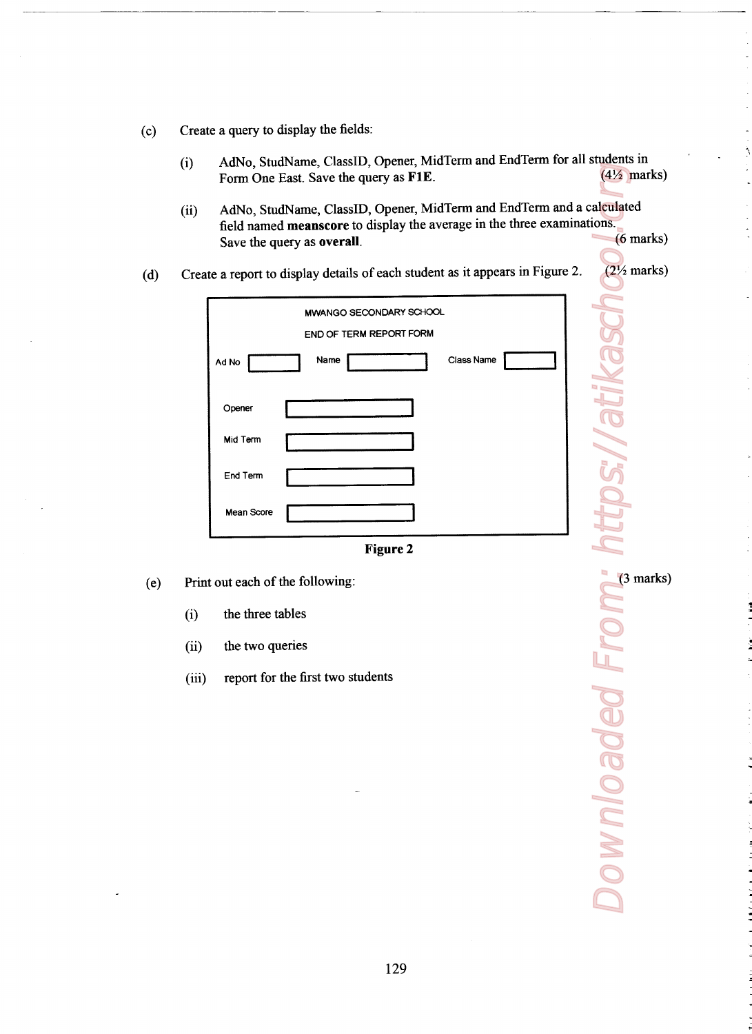(c) Create a query to display the fields:

(i) AdNo, StudName, ClassID, Opener, MidTerm and EndTerm for all students in Form One East. Save the query as **F1E**. (4½ marks)

(ii) AdNo, StudName, ClassID, Opener, MidTerm and EndTerm and a calculated field named **meanscore** to display the average in the three examinations. Save the query as **overall**. (6 marks)

(d) Create a report to display details of each student as it appears in Figure 2. (2½ marks)

MWANGO SECONDARY SCHOOL

END OF TERM REPORT FORM

Ad No [ ] Name [ ] Class Name [ ]

Opener [ ]

Mid Term [ ]

End Term [ ]

Mean Score [ ]

**Figure 2**

(e) Print out each of the following: (3 marks)

(i) the three tables

(ii) the two queries

(iii) report for the first two students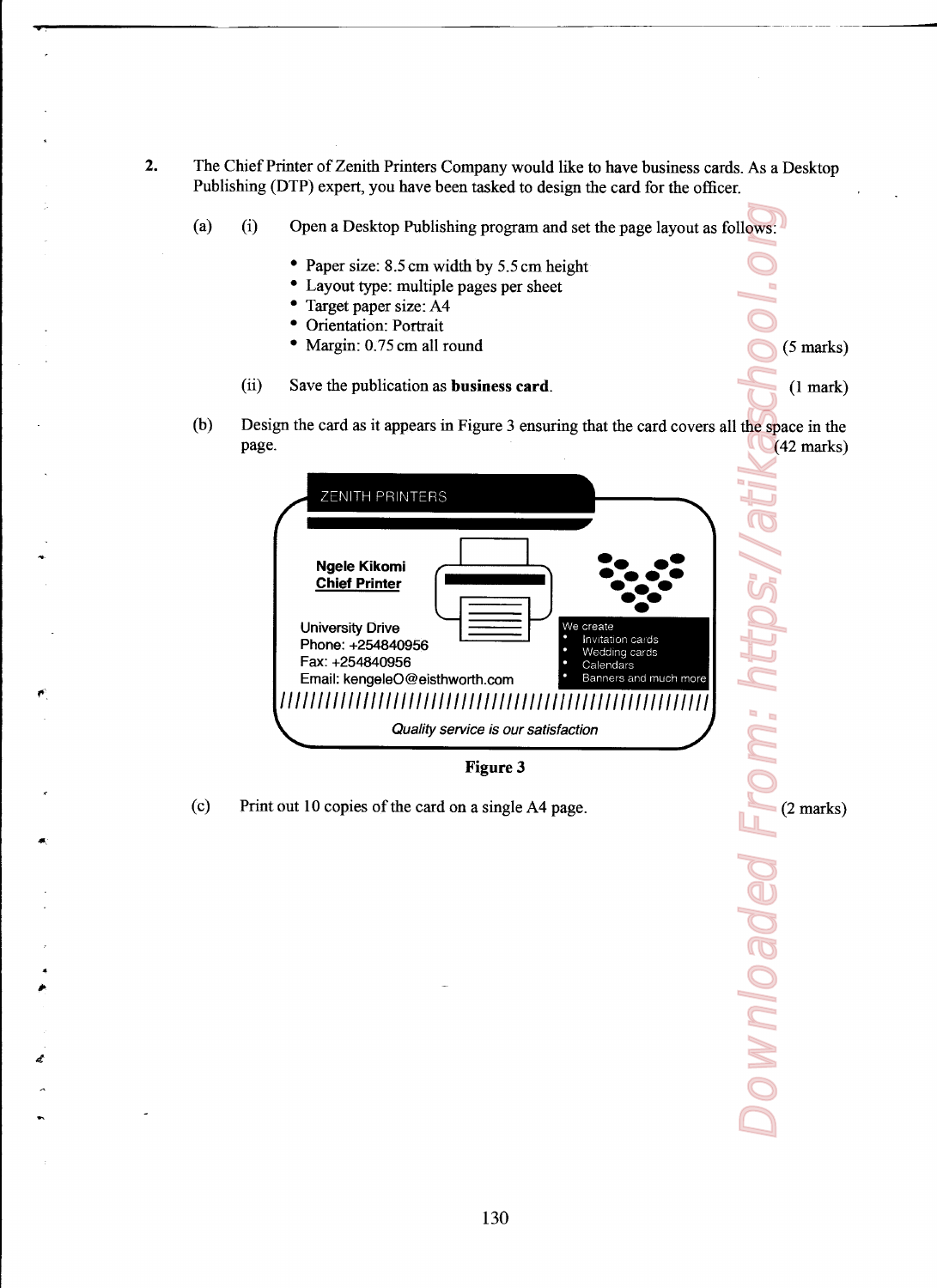2. The Chief Printer of Zenith Printers Company would like to have business cards. As a Desktop Publishing (DTP) expert, you have been tasked to design the card for the officer.

(a) (i) Open a Desktop Publishing program and set the page layout as follows:

- Paper size: 8.5 cm width by 5.5 cm height
- Layout type: multiple pages per sheet
- Target paper size: A4
- Orientation: Portrait
- Margin: 0.75 cm all round

(5 marks)

(ii) Save the publication as **business card**. (1 mark)

(b) Design the card as it appears in Figure 3 ensuring that the card covers all the space in the page. (42 marks)

ZENITH PRINTERS

**Ngele Kikomi**
**Chief Printer**

University Drive
Phone: +254840956
Fax: +254840956
Email: kengeleO@eisthworth.com

We create
- Invitation cards
- Wedding cards
- Calendars
- Banners and much more

*Quality service is our satisfaction*

**Figure 3**

(c) Print out 10 copies of the card on a single A4 page. (2 marks)